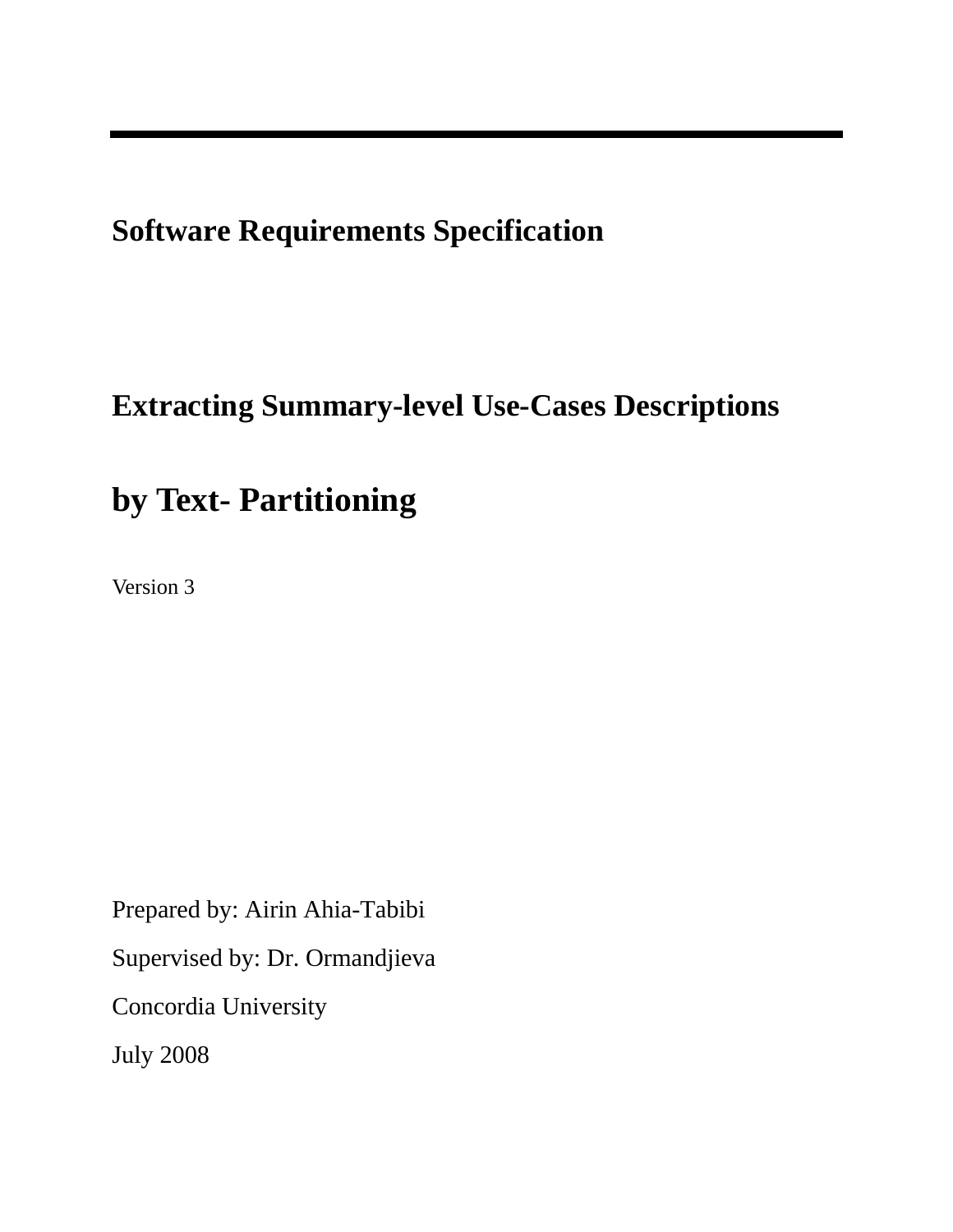# Software Requirements Specification

## Extracting Summary-level Use-Cases Descriptions

## by Text- Partitioning

Version 3

Prepared by: Airin Ahia-Tabibi

Supervised by: Dr. Ormandjieva

Concordia University

July 2008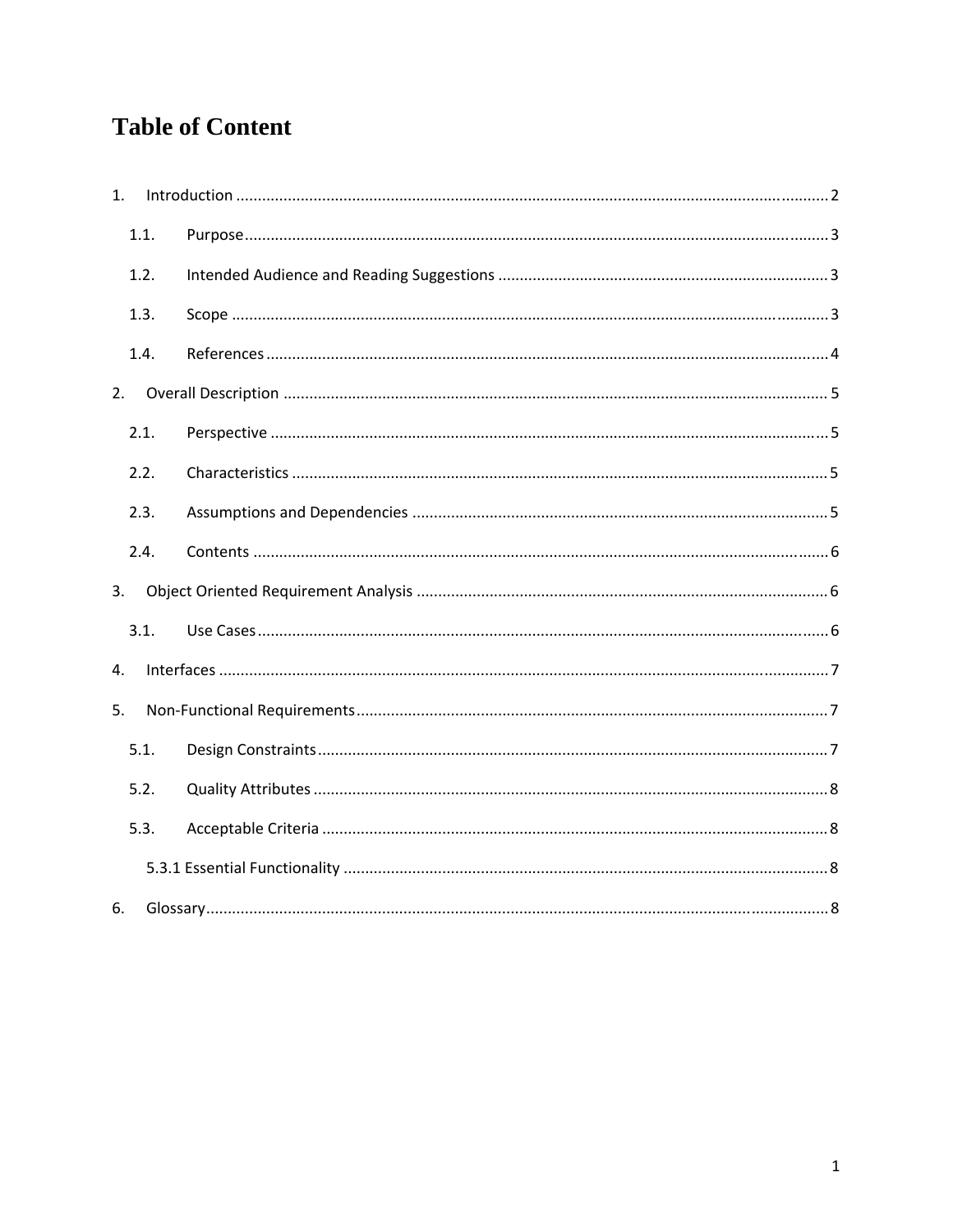# Table of Content

1. Introduction ........................................................................................................................................ 2
   - 1.1. Purpose ....................................................................................................................................... 3
   - 1.2. Intended Audience and Reading Suggestions ............................................................................ 3
   - 1.3. Scope .......................................................................................................................................... 3
   - 1.4. References ................................................................................................................................. 4
2. Overall Description ............................................................................................................................. 5
   - 2.1. Perspective ................................................................................................................................. 5
   - 2.2. Characteristics ........................................................................................................................... 5
   - 2.3. Assumptions and Dependencies ................................................................................................ 5
   - 2.4. Contents ..................................................................................................................................... 6
3. Object Oriented Requirement Analysis ............................................................................................... 6
   - 3.1. Use Cases ................................................................................................................................... 6
4. Interfaces ............................................................................................................................................ 7
5. Non-Functional Requirements ............................................................................................................. 7
   - 5.1. Design Constraints ..................................................................................................................... 7
   - 5.2. Quality Attributes ....................................................................................................................... 8
   - 5.3. Acceptable Criteria .................................................................................................................... 8
     - 5.3.1 Essential Functionality ........................................................................................................... 8
6. Glossary ............................................................................................................................................... 8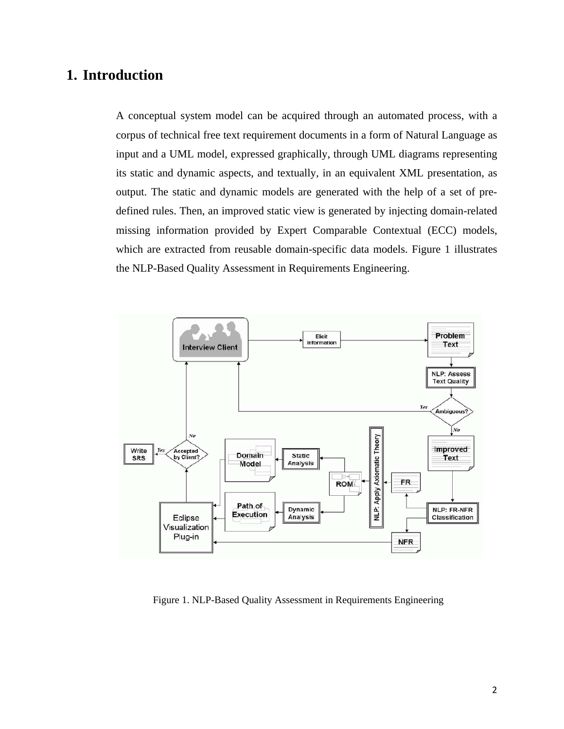# 1. Introduction

A conceptual system model can be acquired through an automated process, with a corpus of technical free text requirement documents in a form of Natural Language as input and a UML model, expressed graphically, through UML diagrams representing its static and dynamic aspects, and textually, in an equivalent XML presentation, as output. The static and dynamic models are generated with the help of a set of pre-defined rules. Then, an improved static view is generated by injecting domain-related missing information provided by Expert Comparable Contextual (ECC) models, which are extracted from reusable domain-specific data models. Figure 1 illustrates the NLP-Based Quality Assessment in Requirements Engineering.

Figure 1. NLP-Based Quality Assessment in Requirements Engineering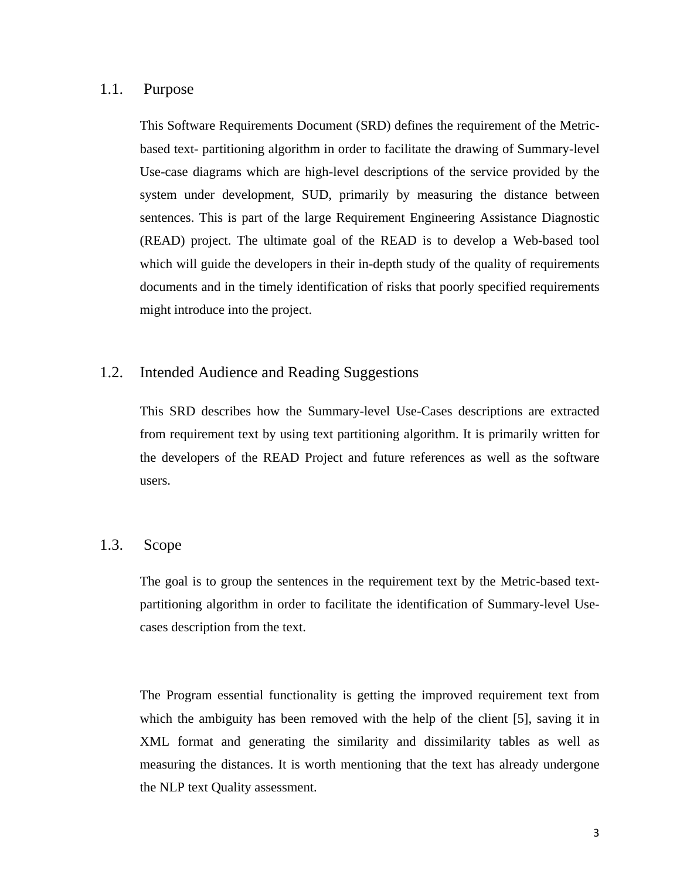## 1.1. Purpose

This Software Requirements Document (SRD) defines the requirement of the Metric-based text- partitioning algorithm in order to facilitate the drawing of Summary-level Use-case diagrams which are high-level descriptions of the service provided by the system under development, SUD, primarily by measuring the distance between sentences. This is part of the large Requirement Engineering Assistance Diagnostic (READ) project. The ultimate goal of the READ is to develop a Web-based tool which will guide the developers in their in-depth study of the quality of requirements documents and in the timely identification of risks that poorly specified requirements might introduce into the project.

## 1.2. Intended Audience and Reading Suggestions

This SRD describes how the Summary-level Use-Cases descriptions are extracted from requirement text by using text partitioning algorithm. It is primarily written for the developers of the READ Project and future references as well as the software users.

## 1.3. Scope

The goal is to group the sentences in the requirement text by the Metric-based text-partitioning algorithm in order to facilitate the identification of Summary-level Use-cases description from the text.

The Program essential functionality is getting the improved requirement text from which the ambiguity has been removed with the help of the client [5], saving it in XML format and generating the similarity and dissimilarity tables as well as measuring the distances. It is worth mentioning that the text has already undergone the NLP text Quality assessment.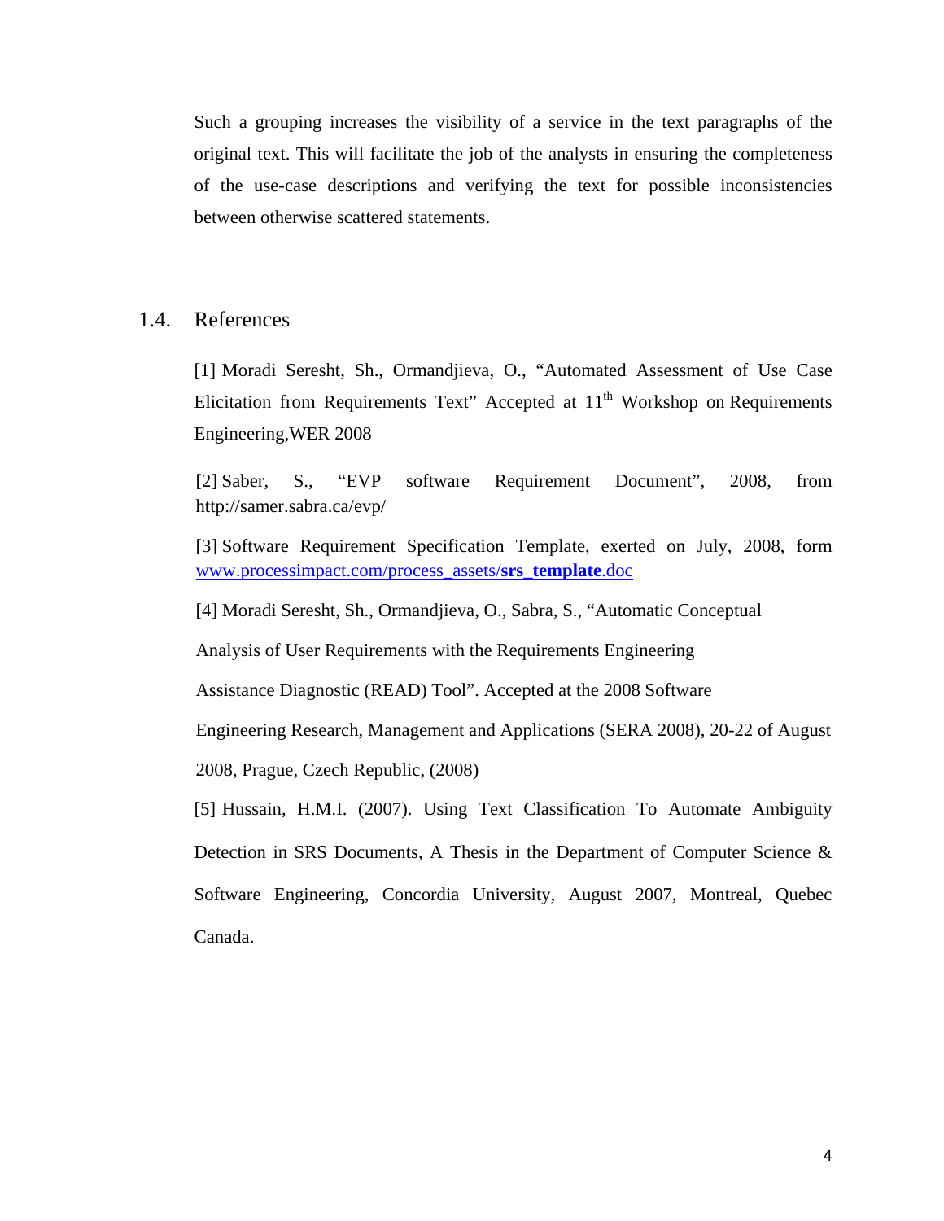Such a grouping increases the visibility of a service in the text paragraphs of the original text. This will facilitate the job of the analysts in ensuring the completeness of the use-case descriptions and verifying the text for possible inconsistencies between otherwise scattered statements.

## 1.4. References

[1] Moradi Seresht, Sh., Ormandjieva, O., "Automated Assessment of Use Case Elicitation from Requirements Text" Accepted at 11th Workshop on Requirements Engineering,WER 2008

[2] Saber, S., "EVP software Requirement Document", 2008, from http://samer.sabra.ca/evp/

[3] Software Requirement Specification Template, exerted on July, 2008, form www.processimpact.com/process_assets/**srs_template**.doc

[4] Moradi Seresht, Sh., Ormandjieva, O., Sabra, S., "Automatic Conceptual Analysis of User Requirements with the Requirements Engineering Assistance Diagnostic (READ) Tool". Accepted at the 2008 Software Engineering Research, Management and Applications (SERA 2008), 20-22 of August 2008, Prague, Czech Republic, (2008)

[5] Hussain, H.M.I. (2007). Using Text Classification To Automate Ambiguity Detection in SRS Documents, A Thesis in the Department of Computer Science & Software Engineering, Concordia University, August 2007, Montreal, Quebec Canada.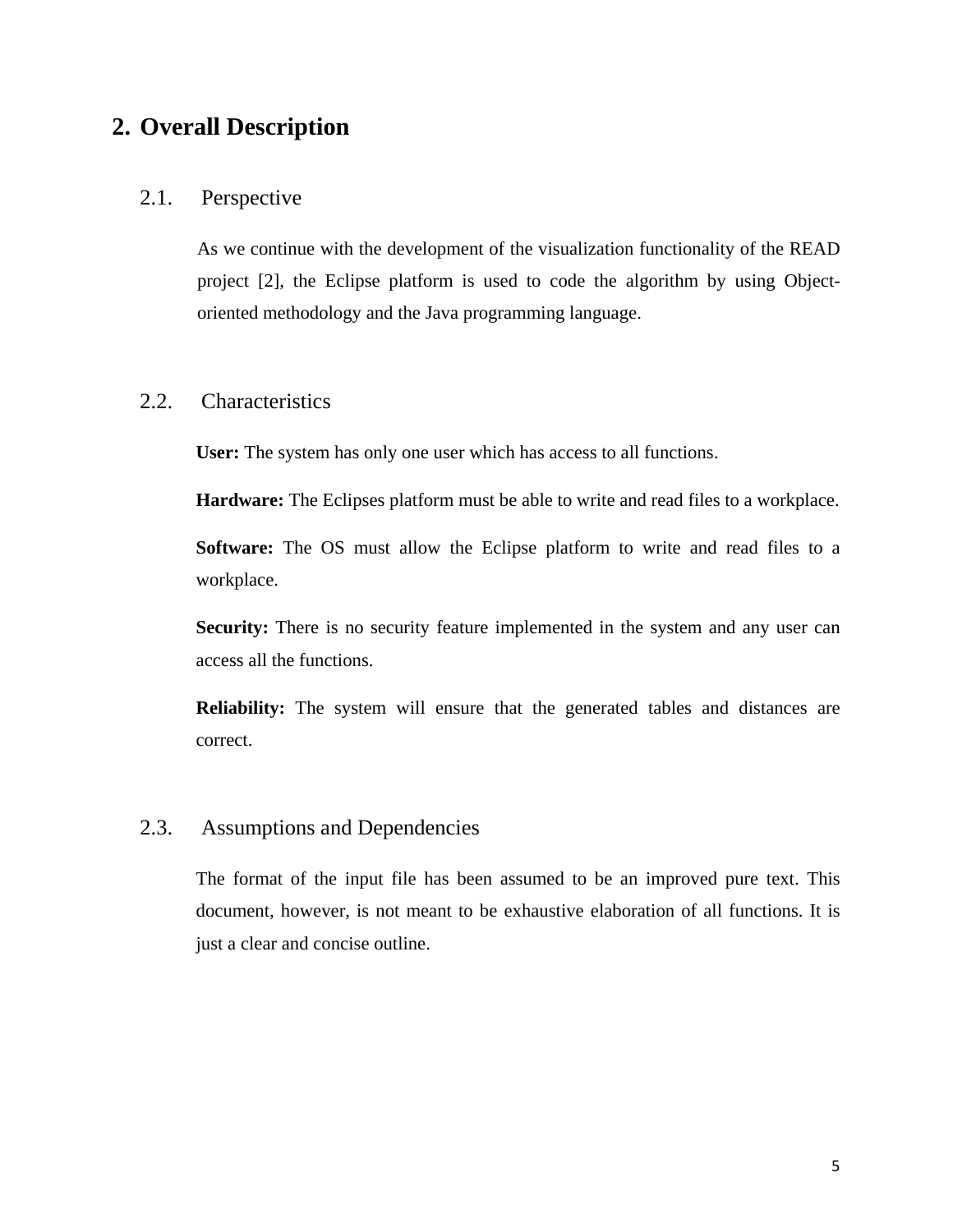# 2. Overall Description

## 2.1. Perspective

As we continue with the development of the visualization functionality of the READ project [2], the Eclipse platform is used to code the algorithm by using Object-oriented methodology and the Java programming language.

## 2.2. Characteristics

**User:** The system has only one user which has access to all functions.

**Hardware:** The Eclipses platform must be able to write and read files to a workplace.

**Software:** The OS must allow the Eclipse platform to write and read files to a workplace.

**Security:** There is no security feature implemented in the system and any user can access all the functions.

**Reliability:** The system will ensure that the generated tables and distances are correct.

## 2.3. Assumptions and Dependencies

The format of the input file has been assumed to be an improved pure text. This document, however, is not meant to be exhaustive elaboration of all functions. It is just a clear and concise outline.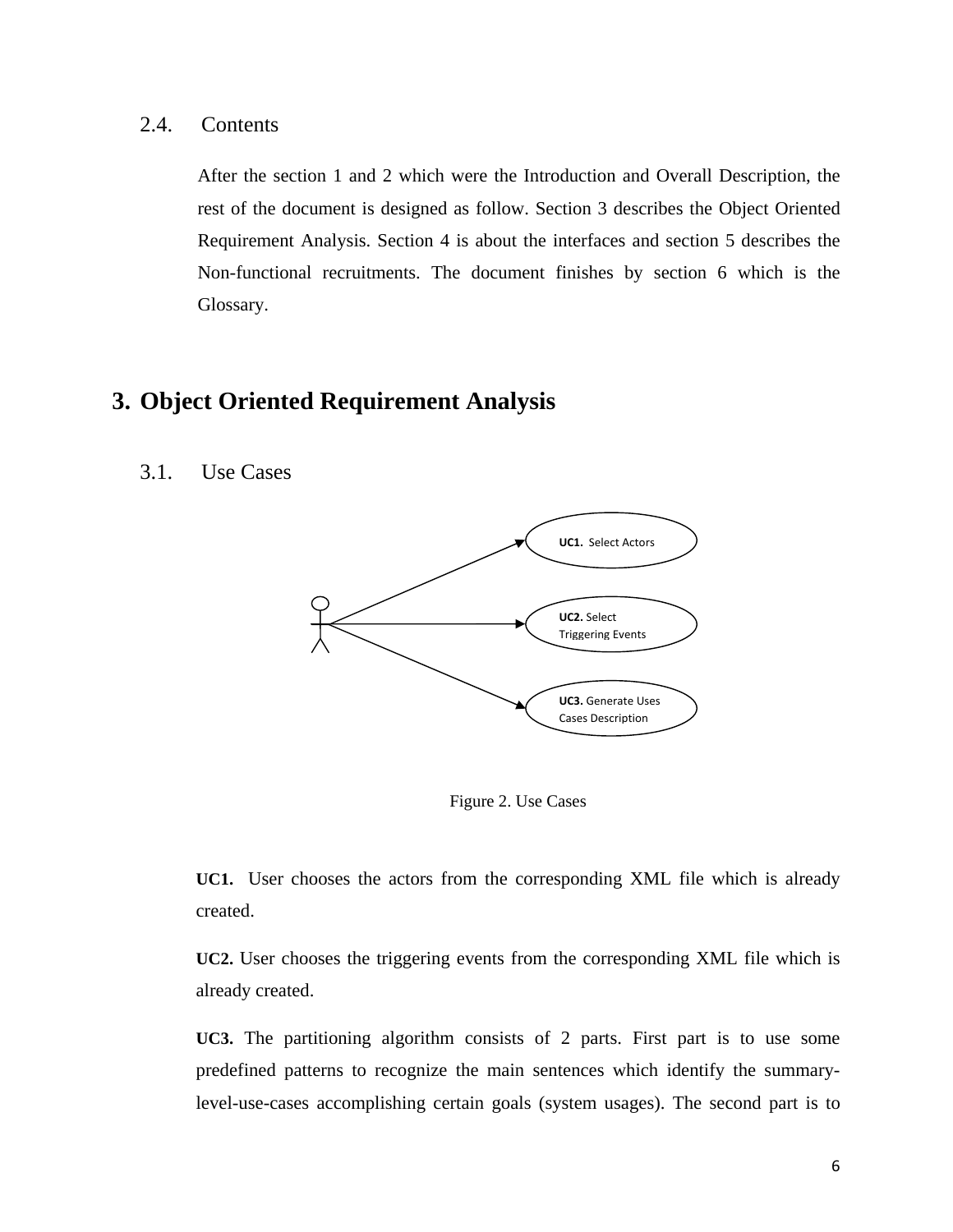### 2.4. Contents

After the section 1 and 2 which were the Introduction and Overall Description, the rest of the document is designed as follow. Section 3 describes the Object Oriented Requirement Analysis. Section 4 is about the interfaces and section 5 describes the Non-functional recruitments. The document finishes by section 6 which is the Glossary.

## 3. Object Oriented Requirement Analysis

### 3.1. Use Cases

**UC1.** Select Actors

**UC2.** Select Triggering Events

**UC3.** Generate Uses Cases Description

Figure 2. Use Cases

**UC1.** User chooses the actors from the corresponding XML file which is already created.

**UC2.** User chooses the triggering events from the corresponding XML file which is already created.

**UC3.** The partitioning algorithm consists of 2 parts. First part is to use some predefined patterns to recognize the main sentences which identify the summary-level-use-cases accomplishing certain goals (system usages). The second part is to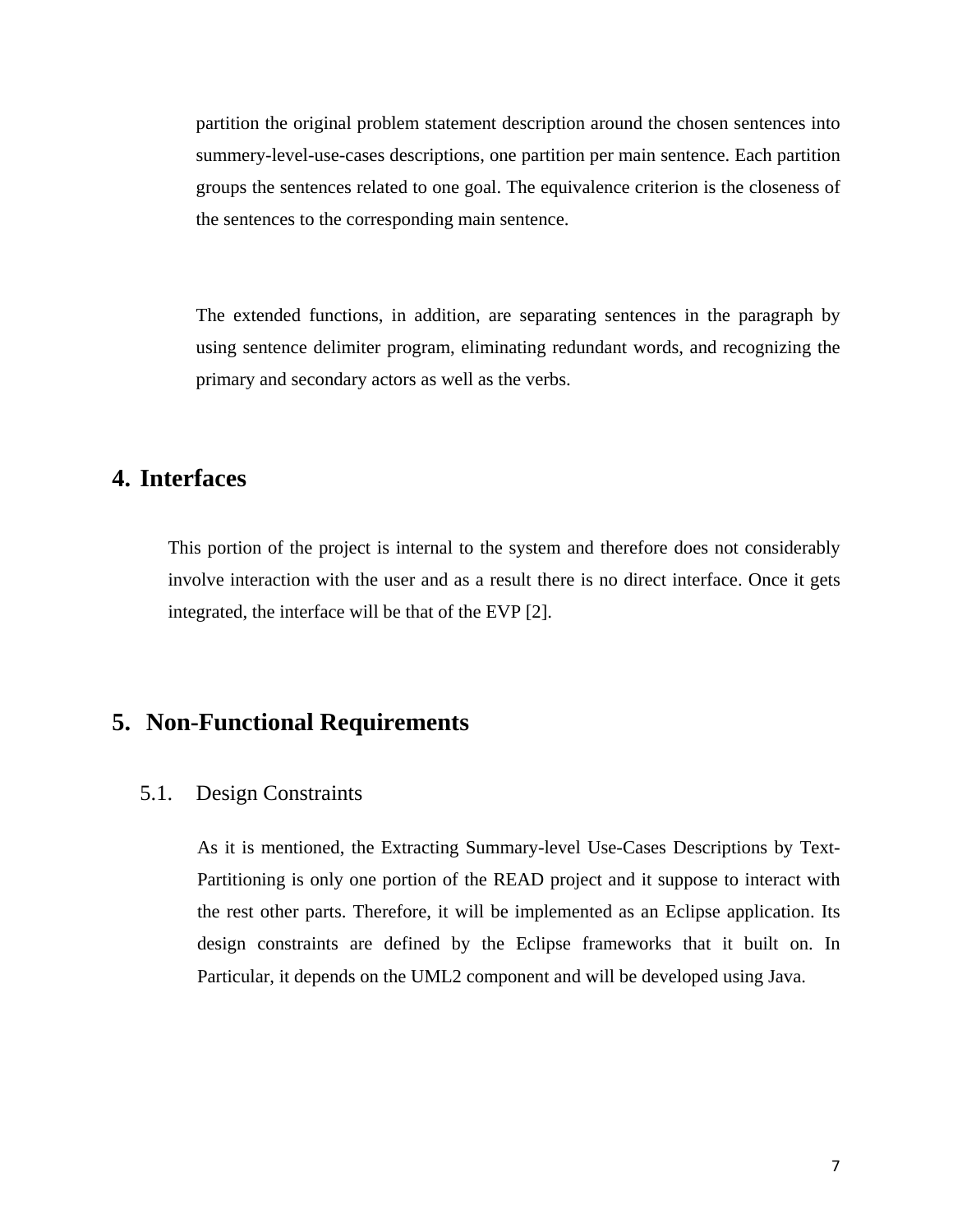partition the original problem statement description around the chosen sentences into summery-level-use-cases descriptions, one partition per main sentence. Each partition groups the sentences related to one goal. The equivalence criterion is the closeness of the sentences to the corresponding main sentence.

The extended functions, in addition, are separating sentences in the paragraph by using sentence delimiter program, eliminating redundant words, and recognizing the primary and secondary actors as well as the verbs.

# 4. Interfaces

This portion of the project is internal to the system and therefore does not considerably involve interaction with the user and as a result there is no direct interface. Once it gets integrated, the interface will be that of the EVP [2].

# 5. Non-Functional Requirements

## 5.1. Design Constraints

As it is mentioned, the Extracting Summary-level Use-Cases Descriptions by Text-Partitioning is only one portion of the READ project and it suppose to interact with the rest other parts. Therefore, it will be implemented as an Eclipse application. Its design constraints are defined by the Eclipse frameworks that it built on. In Particular, it depends on the UML2 component and will be developed using Java.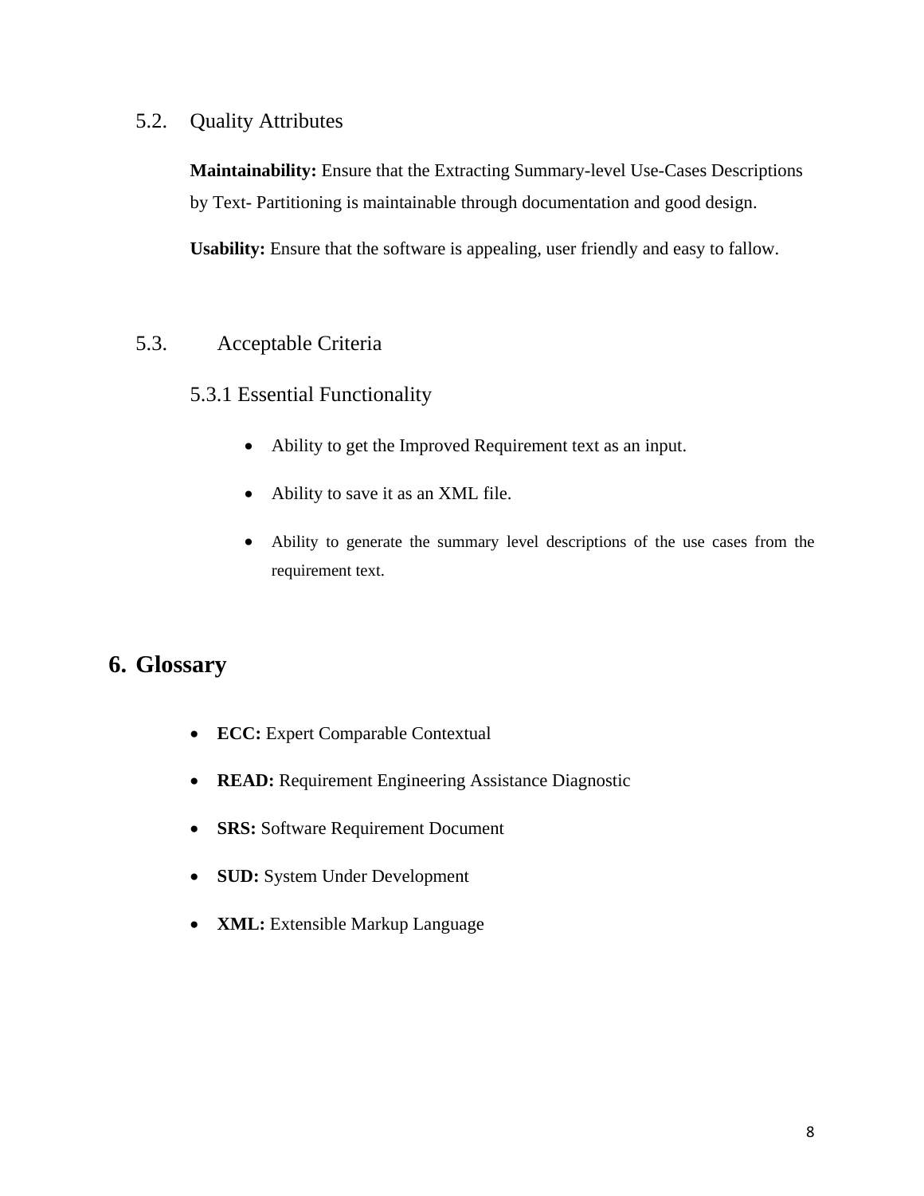## 5.2. Quality Attributes

**Maintainability:** Ensure that the Extracting Summary-level Use-Cases Descriptions by Text- Partitioning is maintainable through documentation and good design.

**Usability:** Ensure that the software is appealing, user friendly and easy to fallow.

## 5.3. Acceptable Criteria

### 5.3.1 Essential Functionality

- Ability to get the Improved Requirement text as an input.
- Ability to save it as an XML file.
- Ability to generate the summary level descriptions of the use cases from the requirement text.

# 6. Glossary

- **ECC:** Expert Comparable Contextual
- **READ:** Requirement Engineering Assistance Diagnostic
- **SRS:** Software Requirement Document
- **SUD:** System Under Development
- **XML:** Extensible Markup Language